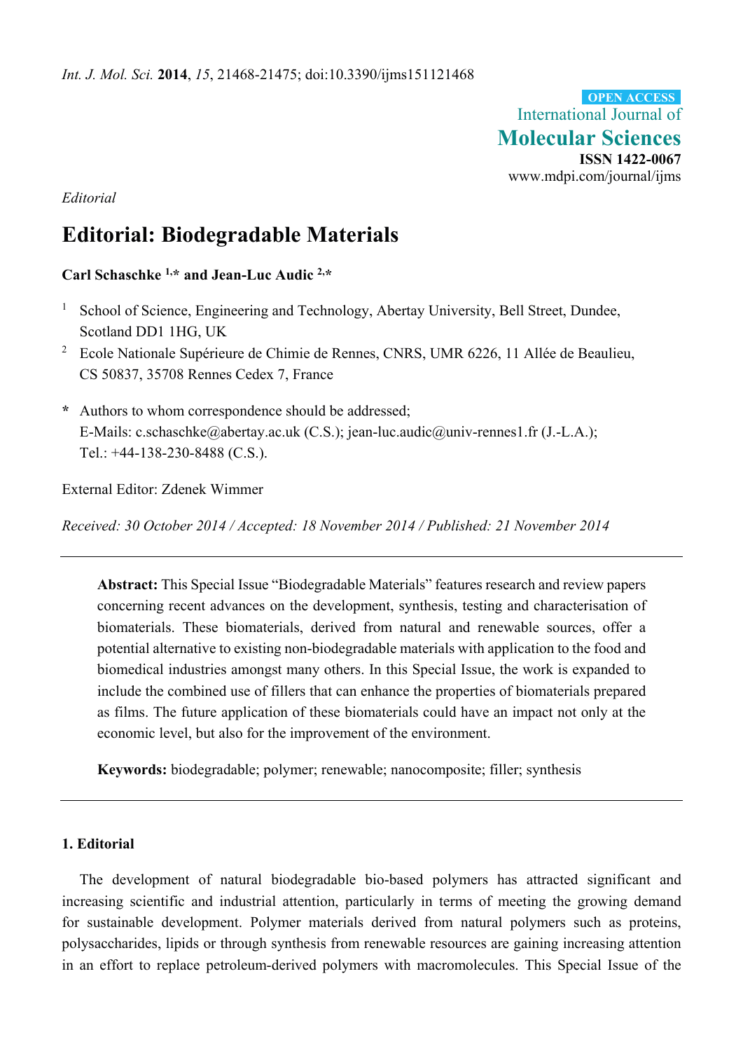*Int. J. Mol. Sci.* **2014**, *15*, 21468-21475; doi:10.3390/ijms151121468

**OPEN ACCESS**

International Journal of
**Molecular Sciences**
**ISSN 1422-0067**
www.mdpi.com/journal/ijms

*Editorial*

# Editorial: Biodegradable Materials

**Carl Schaschke [1,*] and Jean-Luc Audic [2,*]**

[1] School of Science, Engineering and Technology, Abertay University, Bell Street, Dundee, Scotland DD1 1HG, UK

[2] Ecole Nationale Supérieure de Chimie de Rennes, CNRS, UMR 6226, 11 Allée de Beaulieu, CS 50837, 35708 Rennes Cedex 7, France

**\*** Authors to whom correspondence should be addressed;
E-Mails: c.schaschke@abertay.ac.uk (C.S.); jean-luc.audic@univ-rennes1.fr (J.-L.A.);
Tel.: +44-138-230-8488 (C.S.).

External Editor: Zdenek Wimmer

*Received: 30 October 2014 / Accepted: 18 November 2014 / Published: 21 November 2014*

---

**Abstract:** This Special Issue "Biodegradable Materials" features research and review papers concerning recent advances on the development, synthesis, testing and characterisation of biomaterials. These biomaterials, derived from natural and renewable sources, offer a potential alternative to existing non-biodegradable materials with application to the food and biomedical industries amongst many others. In this Special Issue, the work is expanded to include the combined use of fillers that can enhance the properties of biomaterials prepared as films. The future application of these biomaterials could have an impact not only at the economic level, but also for the improvement of the environment.

**Keywords:** biodegradable; polymer; renewable; nanocomposite; filler; synthesis

---

## 1. Editorial

The development of natural biodegradable bio-based polymers has attracted significant and increasing scientific and industrial attention, particularly in terms of meeting the growing demand for sustainable development. Polymer materials derived from natural polymers such as proteins, polysaccharides, lipids or through synthesis from renewable resources are gaining increasing attention in an effort to replace petroleum-derived polymers with macromolecules. This Special Issue of the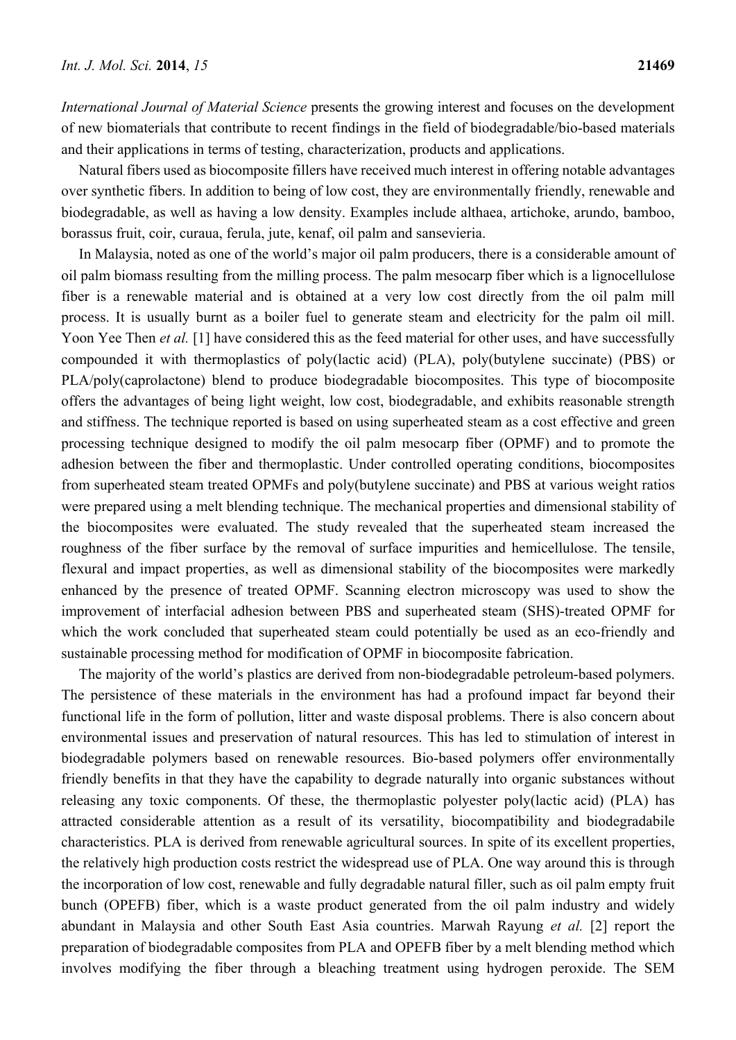*International Journal of Material Science* presents the growing interest and focuses on the development of new biomaterials that contribute to recent findings in the field of biodegradable/bio-based materials and their applications in terms of testing, characterization, products and applications.

Natural fibers used as biocomposite fillers have received much interest in offering notable advantages over synthetic fibers. In addition to being of low cost, they are environmentally friendly, renewable and biodegradable, as well as having a low density. Examples include althaea, artichoke, arundo, bamboo, borassus fruit, coir, curaua, ferula, jute, kenaf, oil palm and sansevieria.

In Malaysia, noted as one of the world's major oil palm producers, there is a considerable amount of oil palm biomass resulting from the milling process. The palm mesocarp fiber which is a lignocellulose fiber is a renewable material and is obtained at a very low cost directly from the oil palm mill process. It is usually burnt as a boiler fuel to generate steam and electricity for the palm oil mill. Yoon Yee Then *et al.* [1] have considered this as the feed material for other uses, and have successfully compounded it with thermoplastics of poly(lactic acid) (PLA), poly(butylene succinate) (PBS) or PLA/poly(caprolactone) blend to produce biodegradable biocomposites. This type of biocomposite offers the advantages of being light weight, low cost, biodegradable, and exhibits reasonable strength and stiffness. The technique reported is based on using superheated steam as a cost effective and green processing technique designed to modify the oil palm mesocarp fiber (OPMF) and to promote the adhesion between the fiber and thermoplastic. Under controlled operating conditions, biocomposites from superheated steam treated OPMFs and poly(butylene succinate) and PBS at various weight ratios were prepared using a melt blending technique. The mechanical properties and dimensional stability of the biocomposites were evaluated. The study revealed that the superheated steam increased the roughness of the fiber surface by the removal of surface impurities and hemicellulose. The tensile, flexural and impact properties, as well as dimensional stability of the biocomposites were markedly enhanced by the presence of treated OPMF. Scanning electron microscopy was used to show the improvement of interfacial adhesion between PBS and superheated steam (SHS)-treated OPMF for which the work concluded that superheated steam could potentially be used as an eco-friendly and sustainable processing method for modification of OPMF in biocomposite fabrication.

The majority of the world's plastics are derived from non-biodegradable petroleum-based polymers. The persistence of these materials in the environment has had a profound impact far beyond their functional life in the form of pollution, litter and waste disposal problems. There is also concern about environmental issues and preservation of natural resources. This has led to stimulation of interest in biodegradable polymers based on renewable resources. Bio-based polymers offer environmentally friendly benefits in that they have the capability to degrade naturally into organic substances without releasing any toxic components. Of these, the thermoplastic polyester poly(lactic acid) (PLA) has attracted considerable attention as a result of its versatility, biocompatibility and biodegradabile characteristics. PLA is derived from renewable agricultural sources. In spite of its excellent properties, the relatively high production costs restrict the widespread use of PLA. One way around this is through the incorporation of low cost, renewable and fully degradable natural filler, such as oil palm empty fruit bunch (OPEFB) fiber, which is a waste product generated from the oil palm industry and widely abundant in Malaysia and other South East Asia countries. Marwah Rayung *et al.* [2] report the preparation of biodegradable composites from PLA and OPEFB fiber by a melt blending method which involves modifying the fiber through a bleaching treatment using hydrogen peroxide. The SEM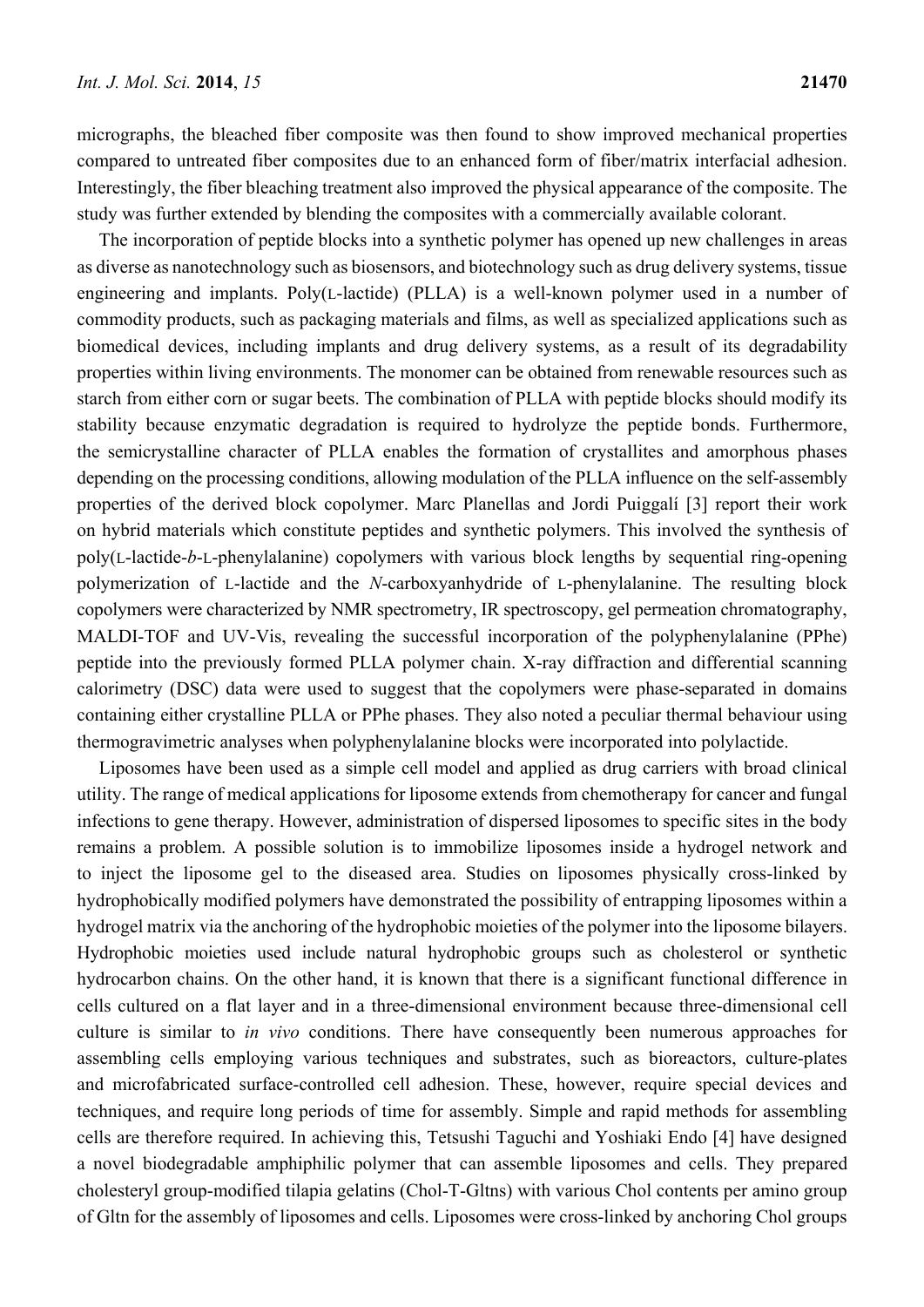micrographs, the bleached fiber composite was then found to show improved mechanical properties compared to untreated fiber composites due to an enhanced form of fiber/matrix interfacial adhesion. Interestingly, the fiber bleaching treatment also improved the physical appearance of the composite. The study was further extended by blending the composites with a commercially available colorant.

The incorporation of peptide blocks into a synthetic polymer has opened up new challenges in areas as diverse as nanotechnology such as biosensors, and biotechnology such as drug delivery systems, tissue engineering and implants. Poly(L-lactide) (PLLA) is a well-known polymer used in a number of commodity products, such as packaging materials and films, as well as specialized applications such as biomedical devices, including implants and drug delivery systems, as a result of its degradability properties within living environments. The monomer can be obtained from renewable resources such as starch from either corn or sugar beets. The combination of PLLA with peptide blocks should modify its stability because enzymatic degradation is required to hydrolyze the peptide bonds. Furthermore, the semicrystalline character of PLLA enables the formation of crystallites and amorphous phases depending on the processing conditions, allowing modulation of the PLLA influence on the self-assembly properties of the derived block copolymer. Marc Planellas and Jordi Puiggalí [3] report their work on hybrid materials which constitute peptides and synthetic polymers. This involved the synthesis of poly(L-lactide-*b*-L-phenylalanine) copolymers with various block lengths by sequential ring-opening polymerization of L-lactide and the *N*-carboxyanhydride of L-phenylalanine. The resulting block copolymers were characterized by NMR spectrometry, IR spectroscopy, gel permeation chromatography, MALDI-TOF and UV-Vis, revealing the successful incorporation of the polyphenylalanine (PPhe) peptide into the previously formed PLLA polymer chain. X-ray diffraction and differential scanning calorimetry (DSC) data were used to suggest that the copolymers were phase-separated in domains containing either crystalline PLLA or PPhe phases. They also noted a peculiar thermal behaviour using thermogravimetric analyses when polyphenylalanine blocks were incorporated into polylactide.

Liposomes have been used as a simple cell model and applied as drug carriers with broad clinical utility. The range of medical applications for liposome extends from chemotherapy for cancer and fungal infections to gene therapy. However, administration of dispersed liposomes to specific sites in the body remains a problem. A possible solution is to immobilize liposomes inside a hydrogel network and to inject the liposome gel to the diseased area. Studies on liposomes physically cross-linked by hydrophobically modified polymers have demonstrated the possibility of entrapping liposomes within a hydrogel matrix via the anchoring of the hydrophobic moieties of the polymer into the liposome bilayers. Hydrophobic moieties used include natural hydrophobic groups such as cholesterol or synthetic hydrocarbon chains. On the other hand, it is known that there is a significant functional difference in cells cultured on a flat layer and in a three-dimensional environment because three-dimensional cell culture is similar to *in vivo* conditions. There have consequently been numerous approaches for assembling cells employing various techniques and substrates, such as bioreactors, culture-plates and microfabricated surface-controlled cell adhesion. These, however, require special devices and techniques, and require long periods of time for assembly. Simple and rapid methods for assembling cells are therefore required. In achieving this, Tetsushi Taguchi and Yoshiaki Endo [4] have designed a novel biodegradable amphiphilic polymer that can assemble liposomes and cells. They prepared cholesteryl group-modified tilapia gelatins (Chol-T-Gltns) with various Chol contents per amino group of Gltn for the assembly of liposomes and cells. Liposomes were cross-linked by anchoring Chol groups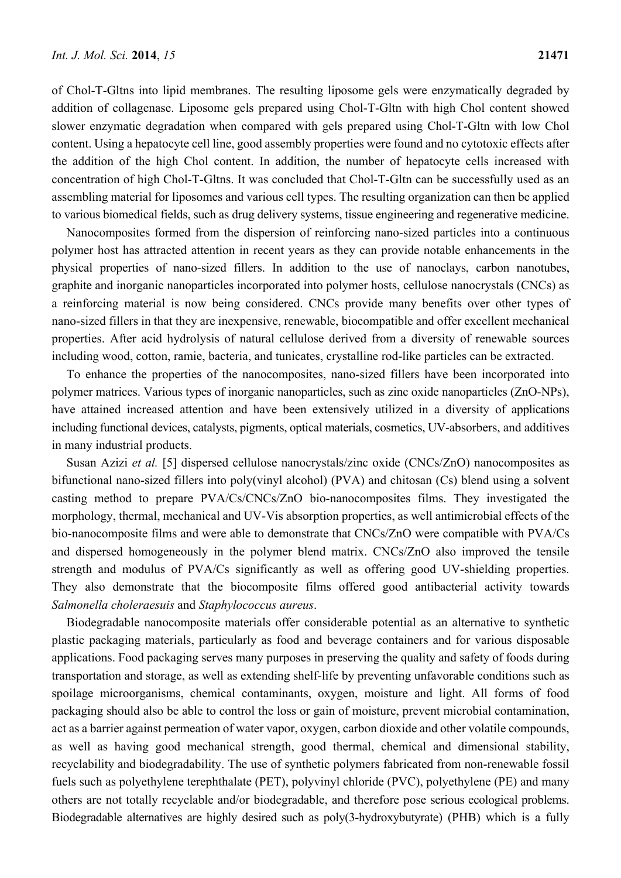of Chol-T-Gltns into lipid membranes. The resulting liposome gels were enzymatically degraded by addition of collagenase. Liposome gels prepared using Chol-T-Gltn with high Chol content showed slower enzymatic degradation when compared with gels prepared using Chol-T-Gltn with low Chol content. Using a hepatocyte cell line, good assembly properties were found and no cytotoxic effects after the addition of the high Chol content. In addition, the number of hepatocyte cells increased with concentration of high Chol-T-Gltns. It was concluded that Chol-T-Gltn can be successfully used as an assembling material for liposomes and various cell types. The resulting organization can then be applied to various biomedical fields, such as drug delivery systems, tissue engineering and regenerative medicine.

Nanocomposites formed from the dispersion of reinforcing nano-sized particles into a continuous polymer host has attracted attention in recent years as they can provide notable enhancements in the physical properties of nano-sized fillers. In addition to the use of nanoclays, carbon nanotubes, graphite and inorganic nanoparticles incorporated into polymer hosts, cellulose nanocrystals (CNCs) as a reinforcing material is now being considered. CNCs provide many benefits over other types of nano-sized fillers in that they are inexpensive, renewable, biocompatible and offer excellent mechanical properties. After acid hydrolysis of natural cellulose derived from a diversity of renewable sources including wood, cotton, ramie, bacteria, and tunicates, crystalline rod-like particles can be extracted.

To enhance the properties of the nanocomposites, nano-sized fillers have been incorporated into polymer matrices. Various types of inorganic nanoparticles, such as zinc oxide nanoparticles (ZnO-NPs), have attained increased attention and have been extensively utilized in a diversity of applications including functional devices, catalysts, pigments, optical materials, cosmetics, UV-absorbers, and additives in many industrial products.

Susan Azizi *et al.* [5] dispersed cellulose nanocrystals/zinc oxide (CNCs/ZnO) nanocomposites as bifunctional nano-sized fillers into poly(vinyl alcohol) (PVA) and chitosan (Cs) blend using a solvent casting method to prepare PVA/Cs/CNCs/ZnO bio-nanocomposites films. They investigated the morphology, thermal, mechanical and UV-Vis absorption properties, as well antimicrobial effects of the bio-nanocomposite films and were able to demonstrate that CNCs/ZnO were compatible with PVA/Cs and dispersed homogeneously in the polymer blend matrix. CNCs/ZnO also improved the tensile strength and modulus of PVA/Cs significantly as well as offering good UV-shielding properties. They also demonstrate that the biocomposite films offered good antibacterial activity towards *Salmonella choleraesuis* and *Staphylococcus aureus*.

Biodegradable nanocomposite materials offer considerable potential as an alternative to synthetic plastic packaging materials, particularly as food and beverage containers and for various disposable applications. Food packaging serves many purposes in preserving the quality and safety of foods during transportation and storage, as well as extending shelf-life by preventing unfavorable conditions such as spoilage microorganisms, chemical contaminants, oxygen, moisture and light. All forms of food packaging should also be able to control the loss or gain of moisture, prevent microbial contamination, act as a barrier against permeation of water vapor, oxygen, carbon dioxide and other volatile compounds, as well as having good mechanical strength, good thermal, chemical and dimensional stability, recyclability and biodegradability. The use of synthetic polymers fabricated from non-renewable fossil fuels such as polyethylene terephthalate (PET), polyvinyl chloride (PVC), polyethylene (PE) and many others are not totally recyclable and/or biodegradable, and therefore pose serious ecological problems. Biodegradable alternatives are highly desired such as poly(3-hydroxybutyrate) (PHB) which is a fully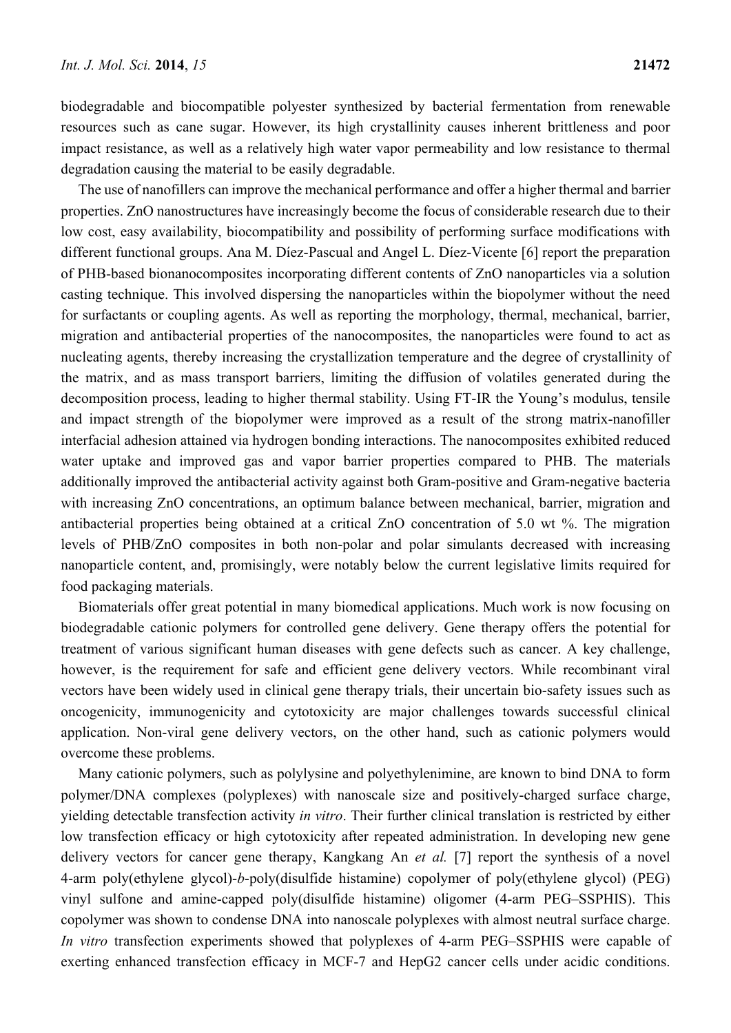biodegradable and biocompatible polyester synthesized by bacterial fermentation from renewable resources such as cane sugar. However, its high crystallinity causes inherent brittleness and poor impact resistance, as well as a relatively high water vapor permeability and low resistance to thermal degradation causing the material to be easily degradable.

The use of nanofillers can improve the mechanical performance and offer a higher thermal and barrier properties. ZnO nanostructures have increasingly become the focus of considerable research due to their low cost, easy availability, biocompatibility and possibility of performing surface modifications with different functional groups. Ana M. Díez-Pascual and Angel L. Díez-Vicente [6] report the preparation of PHB-based bionanocomposites incorporating different contents of ZnO nanoparticles via a solution casting technique. This involved dispersing the nanoparticles within the biopolymer without the need for surfactants or coupling agents. As well as reporting the morphology, thermal, mechanical, barrier, migration and antibacterial properties of the nanocomposites, the nanoparticles were found to act as nucleating agents, thereby increasing the crystallization temperature and the degree of crystallinity of the matrix, and as mass transport barriers, limiting the diffusion of volatiles generated during the decomposition process, leading to higher thermal stability. Using FT-IR the Young's modulus, tensile and impact strength of the biopolymer were improved as a result of the strong matrix-nanofiller interfacial adhesion attained via hydrogen bonding interactions. The nanocomposites exhibited reduced water uptake and improved gas and vapor barrier properties compared to PHB. The materials additionally improved the antibacterial activity against both Gram-positive and Gram-negative bacteria with increasing ZnO concentrations, an optimum balance between mechanical, barrier, migration and antibacterial properties being obtained at a critical ZnO concentration of 5.0 wt %. The migration levels of PHB/ZnO composites in both non-polar and polar simulants decreased with increasing nanoparticle content, and, promisingly, were notably below the current legislative limits required for food packaging materials.

Biomaterials offer great potential in many biomedical applications. Much work is now focusing on biodegradable cationic polymers for controlled gene delivery. Gene therapy offers the potential for treatment of various significant human diseases with gene defects such as cancer. A key challenge, however, is the requirement for safe and efficient gene delivery vectors. While recombinant viral vectors have been widely used in clinical gene therapy trials, their uncertain bio-safety issues such as oncogenicity, immunogenicity and cytotoxicity are major challenges towards successful clinical application. Non-viral gene delivery vectors, on the other hand, such as cationic polymers would overcome these problems.

Many cationic polymers, such as polylysine and polyethylenimine, are known to bind DNA to form polymer/DNA complexes (polyplexes) with nanoscale size and positively-charged surface charge, yielding detectable transfection activity *in vitro*. Their further clinical translation is restricted by either low transfection efficacy or high cytotoxicity after repeated administration. In developing new gene delivery vectors for cancer gene therapy, Kangkang An *et al.* [7] report the synthesis of a novel 4-arm poly(ethylene glycol)-*b*-poly(disulfide histamine) copolymer of poly(ethylene glycol) (PEG) vinyl sulfone and amine-capped poly(disulfide histamine) oligomer (4-arm PEG–SSPHIS). This copolymer was shown to condense DNA into nanoscale polyplexes with almost neutral surface charge. *In vitro* transfection experiments showed that polyplexes of 4-arm PEG–SSPHIS were capable of exerting enhanced transfection efficacy in MCF-7 and HepG2 cancer cells under acidic conditions.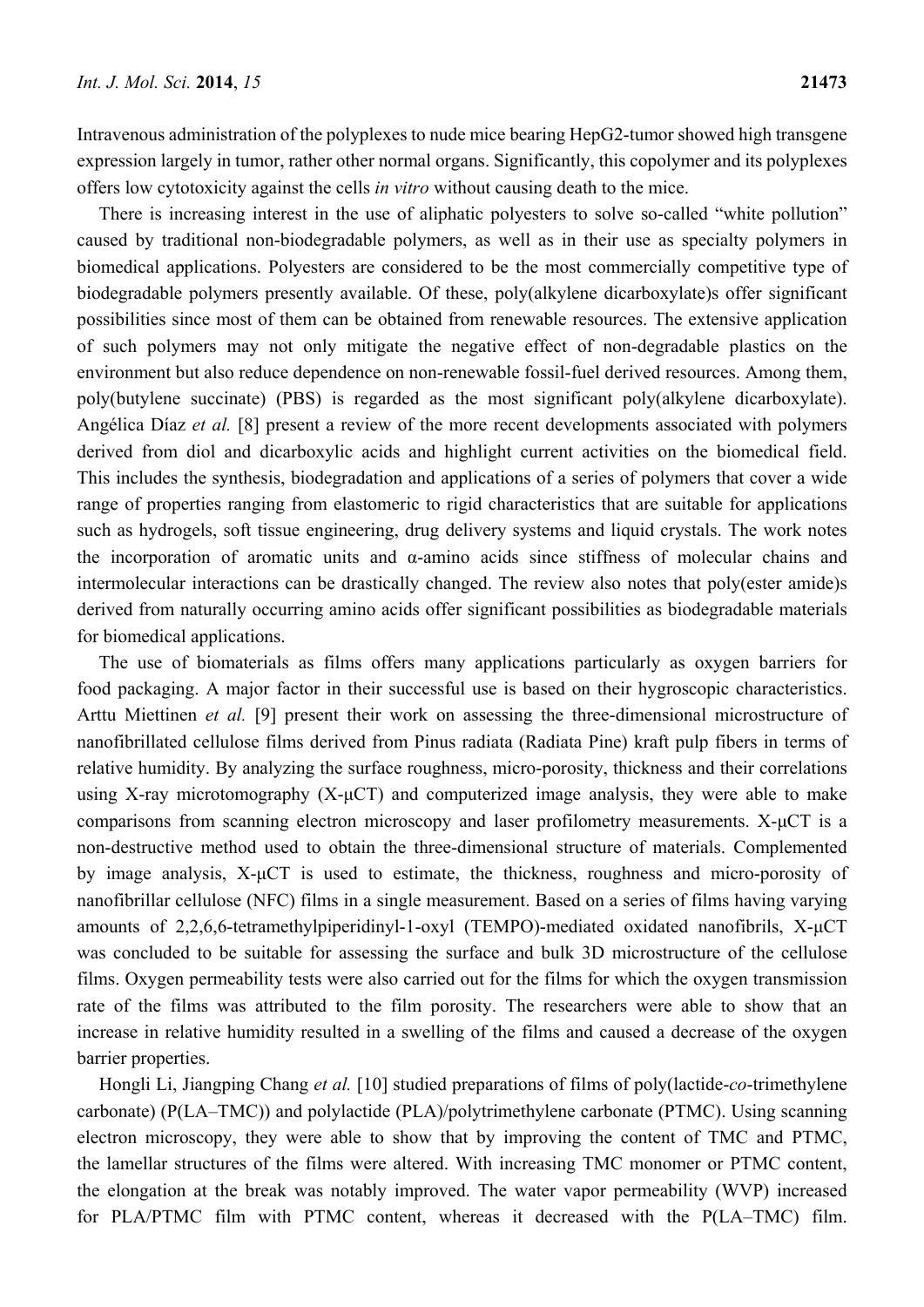Intravenous administration of the polyplexes to nude mice bearing HepG2-tumor showed high transgene expression largely in tumor, rather other normal organs. Significantly, this copolymer and its polyplexes offers low cytotoxicity against the cells *in vitro* without causing death to the mice.

There is increasing interest in the use of aliphatic polyesters to solve so-called "white pollution" caused by traditional non-biodegradable polymers, as well as in their use as specialty polymers in biomedical applications. Polyesters are considered to be the most commercially competitive type of biodegradable polymers presently available. Of these, poly(alkylene dicarboxylate)s offer significant possibilities since most of them can be obtained from renewable resources. The extensive application of such polymers may not only mitigate the negative effect of non-degradable plastics on the environment but also reduce dependence on non-renewable fossil-fuel derived resources. Among them, poly(butylene succinate) (PBS) is regarded as the most significant poly(alkylene dicarboxylate). Angélica Díaz *et al.* [8] present a review of the more recent developments associated with polymers derived from diol and dicarboxylic acids and highlight current activities on the biomedical field. This includes the synthesis, biodegradation and applications of a series of polymers that cover a wide range of properties ranging from elastomeric to rigid characteristics that are suitable for applications such as hydrogels, soft tissue engineering, drug delivery systems and liquid crystals. The work notes the incorporation of aromatic units and α-amino acids since stiffness of molecular chains and intermolecular interactions can be drastically changed. The review also notes that poly(ester amide)s derived from naturally occurring amino acids offer significant possibilities as biodegradable materials for biomedical applications.

The use of biomaterials as films offers many applications particularly as oxygen barriers for food packaging. A major factor in their successful use is based on their hygroscopic characteristics. Arttu Miettinen *et al.* [9] present their work on assessing the three-dimensional microstructure of nanofibrillated cellulose films derived from Pinus radiata (Radiata Pine) kraft pulp fibers in terms of relative humidity. By analyzing the surface roughness, micro-porosity, thickness and their correlations using X-ray microtomography (X-μCT) and computerized image analysis, they were able to make comparisons from scanning electron microscopy and laser profilometry measurements. X-μCT is a non-destructive method used to obtain the three-dimensional structure of materials. Complemented by image analysis, X-μCT is used to estimate, the thickness, roughness and micro-porosity of nanofibrillar cellulose (NFC) films in a single measurement. Based on a series of films having varying amounts of 2,2,6,6-tetramethylpiperidinyl-1-oxyl (TEMPO)-mediated oxidated nanofibrils, X-μCT was concluded to be suitable for assessing the surface and bulk 3D microstructure of the cellulose films. Oxygen permeability tests were also carried out for the films for which the oxygen transmission rate of the films was attributed to the film porosity. The researchers were able to show that an increase in relative humidity resulted in a swelling of the films and caused a decrease of the oxygen barrier properties.

Hongli Li, Jiangping Chang *et al.* [10] studied preparations of films of poly(lactide-*co*-trimethylene carbonate) (P(LA–TMC)) and polylactide (PLA)/polytrimethylene carbonate (PTMC). Using scanning electron microscopy, they were able to show that by improving the content of TMC and PTMC, the lamellar structures of the films were altered. With increasing TMC monomer or PTMC content, the elongation at the break was notably improved. The water vapor permeability (WVP) increased for PLA/PTMC film with PTMC content, whereas it decreased with the P(LA–TMC) film.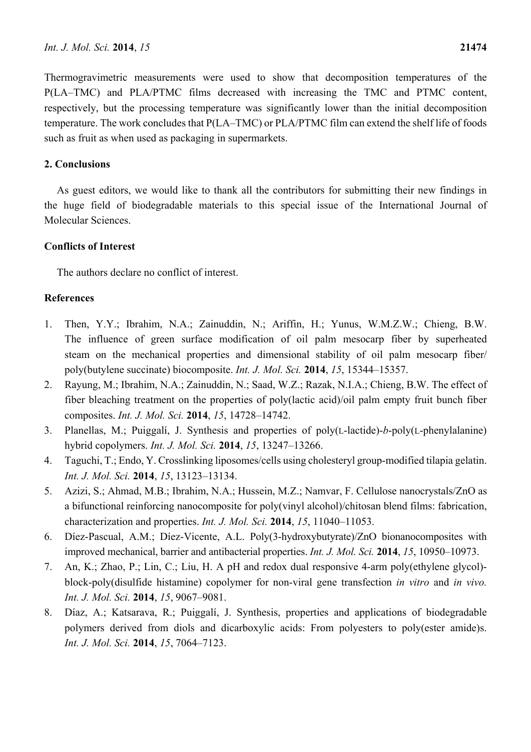Thermogravimetric measurements were used to show that decomposition temperatures of the P(LA–TMC) and PLA/PTMC films decreased with increasing the TMC and PTMC content, respectively, but the processing temperature was significantly lower than the initial decomposition temperature. The work concludes that P(LA–TMC) or PLA/PTMC film can extend the shelf life of foods such as fruit as when used as packaging in supermarkets.

## 2. Conclusions

As guest editors, we would like to thank all the contributors for submitting their new findings in the huge field of biodegradable materials to this special issue of the International Journal of Molecular Sciences.

## Conflicts of Interest

The authors declare no conflict of interest.

## References

1. Then, Y.Y.; Ibrahim, N.A.; Zainuddin, N.; Ariffin, H.; Yunus, W.M.Z.W.; Chieng, B.W. The influence of green surface modification of oil palm mesocarp fiber by superheated steam on the mechanical properties and dimensional stability of oil palm mesocarp fiber/ poly(butylene succinate) biocomposite. *Int. J. Mol. Sci.* **2014**, *15*, 15344–15357.
2. Rayung, M.; Ibrahim, N.A.; Zainuddin, N.; Saad, W.Z.; Razak, N.I.A.; Chieng, B.W. The effect of fiber bleaching treatment on the properties of poly(lactic acid)/oil palm empty fruit bunch fiber composites. *Int. J. Mol. Sci.* **2014**, *15*, 14728–14742.
3. Planellas, M.; Puiggalí, J. Synthesis and properties of poly(L-lactide)-*b*-poly(L-phenylalanine) hybrid copolymers. *Int. J. Mol. Sci.* **2014**, *15*, 13247–13266.
4. Taguchi, T.; Endo, Y. Crosslinking liposomes/cells using cholesteryl group-modified tilapia gelatin. *Int. J. Mol. Sci.* **2014**, *15*, 13123–13134.
5. Azizi, S.; Ahmad, M.B.; Ibrahim, N.A.; Hussein, M.Z.; Namvar, F. Cellulose nanocrystals/ZnO as a bifunctional reinforcing nanocomposite for poly(vinyl alcohol)/chitosan blend films: fabrication, characterization and properties. *Int. J. Mol. Sci.* **2014**, *15*, 11040–11053.
6. Díez-Pascual, A.M.; Díez-Vicente, A.L. Poly(3-hydroxybutyrate)/ZnO bionanocomposites with improved mechanical, barrier and antibacterial properties. *Int. J. Mol. Sci.* **2014**, *15*, 10950–10973.
7. An, K.; Zhao, P.; Lin, C.; Liu, H. A pH and redox dual responsive 4-arm poly(ethylene glycol)-block-poly(disulfide histamine) copolymer for non-viral gene transfection *in vitro* and *in vivo. Int. J. Mol. Sci.* **2014**, *15*, 9067–9081.
8. Díaz, A.; Katsarava, R.; Puiggalí, J. Synthesis, properties and applications of biodegradable polymers derived from diols and dicarboxylic acids: From polyesters to poly(ester amide)s. *Int. J. Mol. Sci.* **2014**, *15*, 7064–7123.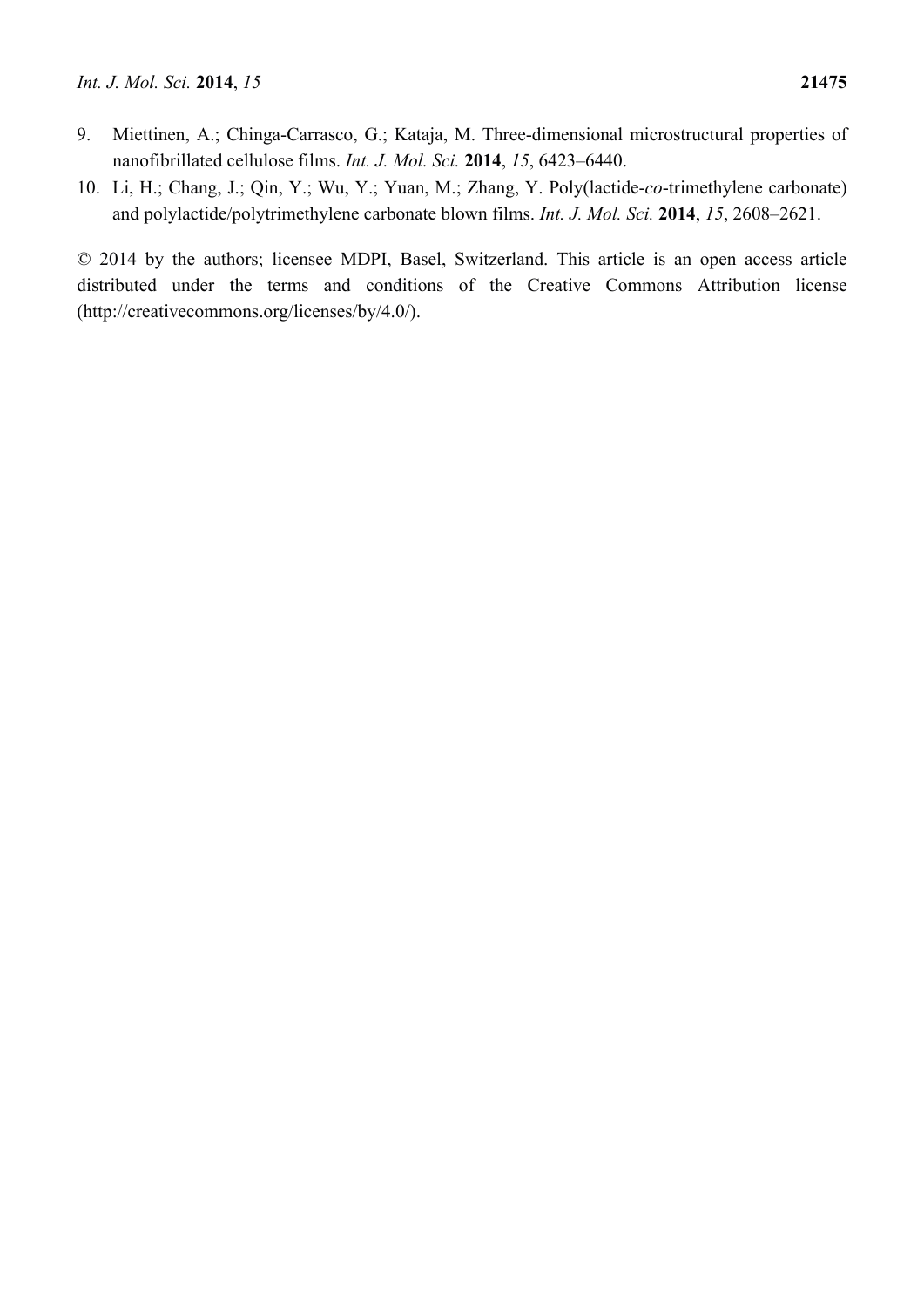9. Miettinen, A.; Chinga-Carrasco, G.; Kataja, M. Three-dimensional microstructural properties of nanofibrillated cellulose films. *Int. J. Mol. Sci.* **2014**, *15*, 6423–6440.
10. Li, H.; Chang, J.; Qin, Y.; Wu, Y.; Yuan, M.; Zhang, Y. Poly(lactide-*co*-trimethylene carbonate) and polylactide/polytrimethylene carbonate blown films. *Int. J. Mol. Sci.* **2014**, *15*, 2608–2621.

© 2014 by the authors; licensee MDPI, Basel, Switzerland. This article is an open access article distributed under the terms and conditions of the Creative Commons Attribution license (http://creativecommons.org/licenses/by/4.0/).